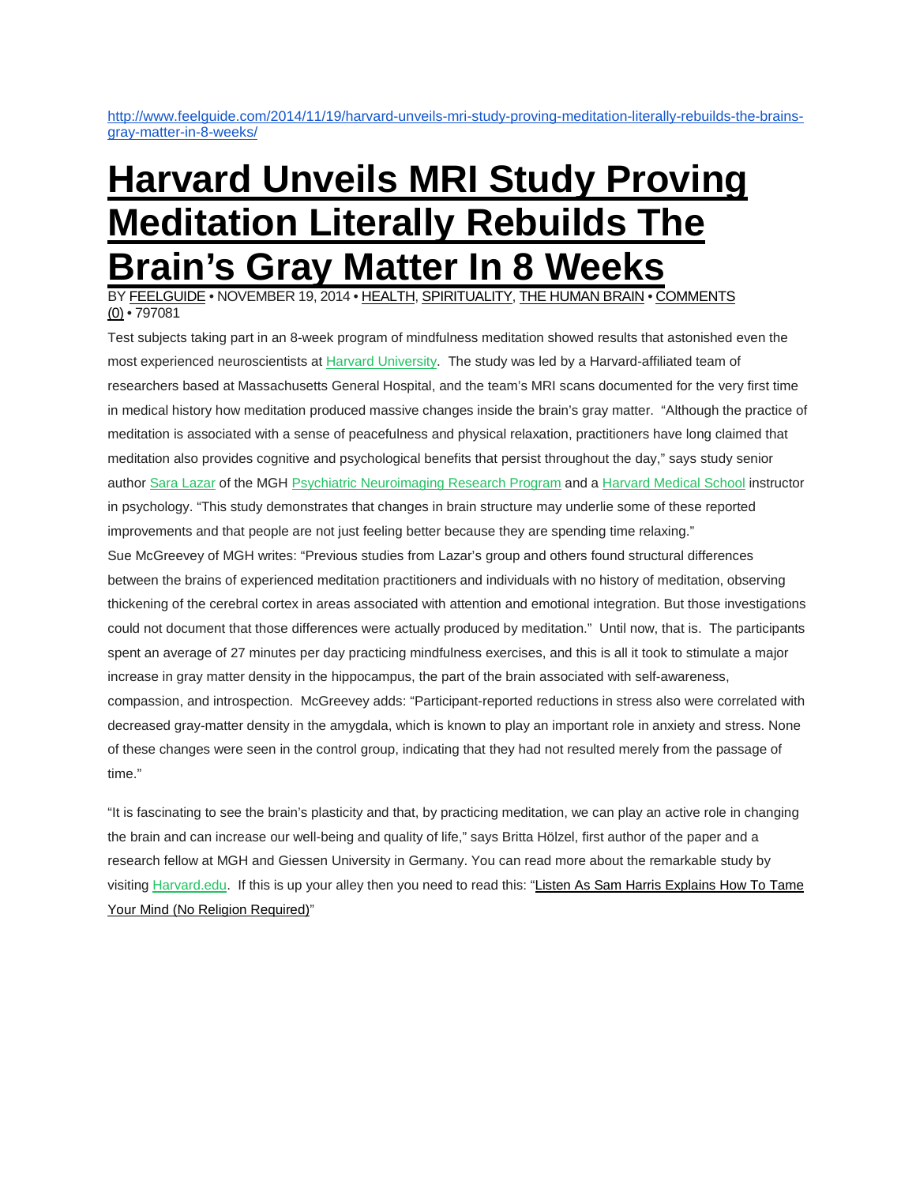http://www.feelguide.com/2014/11/19/harvard-unveils-mri-study-proving-meditation-literally-rebuilds-the-brains-gray-matter-in-8-weeks/

# Harvard Unveils MRI Study Proving Meditation Literally Rebuilds The Brain's Gray Matter In 8 Weeks

BY FEELGUIDE • NOVEMBER 19, 2014 • HEALTH, SPIRITUALITY, THE HUMAN BRAIN • COMMENTS (0) • 797081

Test subjects taking part in an 8-week program of mindfulness meditation showed results that astonished even the most experienced neuroscientists at Harvard University. The study was led by a Harvard-affiliated team of researchers based at Massachusetts General Hospital, and the team's MRI scans documented for the very first time in medical history how meditation produced massive changes inside the brain's gray matter. "Although the practice of meditation is associated with a sense of peacefulness and physical relaxation, practitioners have long claimed that meditation also provides cognitive and psychological benefits that persist throughout the day," says study senior author Sara Lazar of the MGH Psychiatric Neuroimaging Research Program and a Harvard Medical School instructor in psychology. "This study demonstrates that changes in brain structure may underlie some of these reported improvements and that people are not just feeling better because they are spending time relaxing."

Sue McGreevey of MGH writes: "Previous studies from Lazar's group and others found structural differences between the brains of experienced meditation practitioners and individuals with no history of meditation, observing thickening of the cerebral cortex in areas associated with attention and emotional integration. But those investigations could not document that those differences were actually produced by meditation." Until now, that is. The participants spent an average of 27 minutes per day practicing mindfulness exercises, and this is all it took to stimulate a major increase in gray matter density in the hippocampus, the part of the brain associated with self-awareness, compassion, and introspection. McGreevey adds: "Participant-reported reductions in stress also were correlated with decreased gray-matter density in the amygdala, which is known to play an important role in anxiety and stress. None of these changes were seen in the control group, indicating that they had not resulted merely from the passage of time."

"It is fascinating to see the brain's plasticity and that, by practicing meditation, we can play an active role in changing the brain and can increase our well-being and quality of life," says Britta Hölzel, first author of the paper and a research fellow at MGH and Giessen University in Germany. You can read more about the remarkable study by visiting Harvard.edu. If this is up your alley then you need to read this: "Listen As Sam Harris Explains How To Tame Your Mind (No Religion Required)"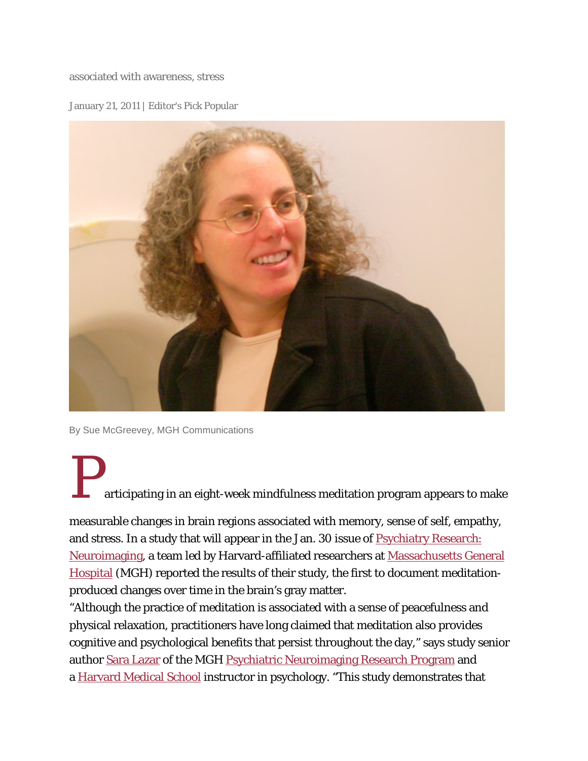associated with awareness, stress

January 21, 2011 | Editor's Pick Popular

By Sue McGreevey, MGH Communications

Participating in an eight-week mindfulness meditation program appears to make measurable changes in brain regions associated with memory, sense of self, empathy, and stress. In a study that will appear in the Jan. 30 issue of Psychiatry Research: Neuroimaging, a team led by Harvard-affiliated researchers at Massachusetts General Hospital (MGH) reported the results of their study, the first to document meditation-produced changes over time in the brain's gray matter.

"Although the practice of meditation is associated with a sense of peacefulness and physical relaxation, practitioners have long claimed that meditation also provides cognitive and psychological benefits that persist throughout the day," says study senior author Sara Lazar of the MGH Psychiatric Neuroimaging Research Program and a Harvard Medical School instructor in psychology. "This study demonstrates that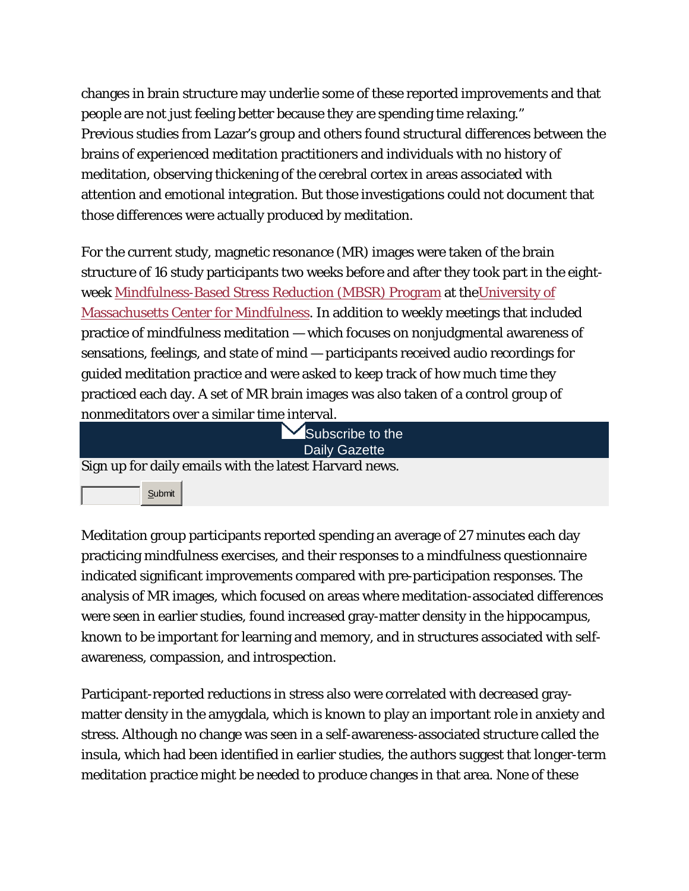changes in brain structure may underlie some of these reported improvements and that people are not just feeling better because they are spending time relaxing."
Previous studies from Lazar's group and others found structural differences between the brains of experienced meditation practitioners and individuals with no history of meditation, observing thickening of the cerebral cortex in areas associated with attention and emotional integration. But those investigations could not document that those differences were actually produced by meditation.

For the current study, magnetic resonance (MR) images were taken of the brain structure of 16 study participants two weeks before and after they took part in the eight-week Mindfulness-Based Stress Reduction (MBSR) Program at the University of Massachusetts Center for Mindfulness. In addition to weekly meetings that included practice of mindfulness meditation — which focuses on nonjudgmental awareness of sensations, feelings, and state of mind — participants received audio recordings for guided meditation practice and were asked to keep track of how much time they practiced each day. A set of MR brain images was also taken of a control group of nonmeditators over a similar time interval.

Subscribe to the Daily Gazette

Sign up for daily emails with the latest Harvard news.

Submit

Meditation group participants reported spending an average of 27 minutes each day practicing mindfulness exercises, and their responses to a mindfulness questionnaire indicated significant improvements compared with pre-participation responses. The analysis of MR images, which focused on areas where meditation-associated differences were seen in earlier studies, found increased gray-matter density in the hippocampus, known to be important for learning and memory, and in structures associated with self-awareness, compassion, and introspection.

Participant-reported reductions in stress also were correlated with decreased gray-matter density in the amygdala, which is known to play an important role in anxiety and stress. Although no change was seen in a self-awareness-associated structure called the insula, which had been identified in earlier studies, the authors suggest that longer-term meditation practice might be needed to produce changes in that area. None of these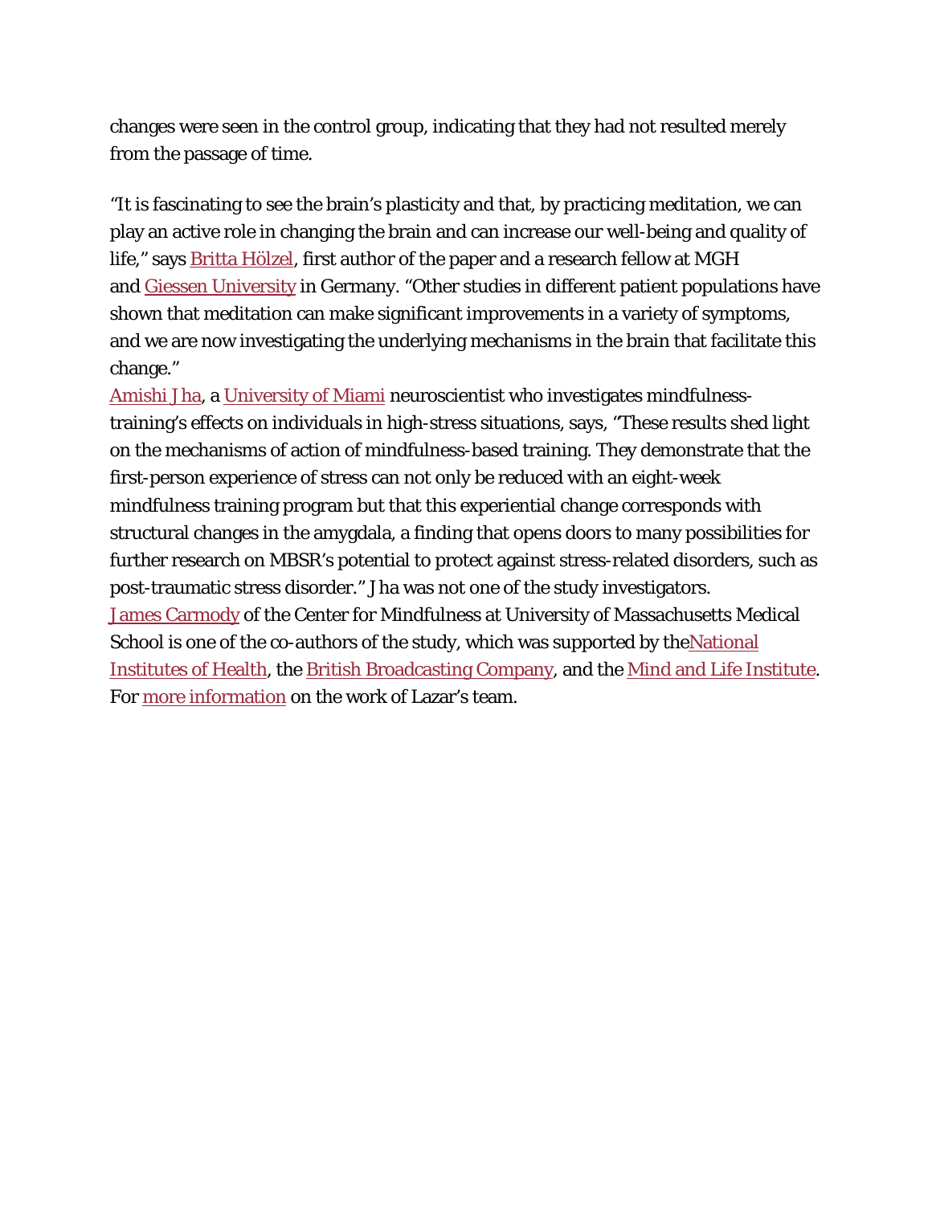changes were seen in the control group, indicating that they had not resulted merely from the passage of time.

"It is fascinating to see the brain's plasticity and that, by practicing meditation, we can play an active role in changing the brain and can increase our well-being and quality of life," says Britta Hölzel, first author of the paper and a research fellow at MGH and Giessen University in Germany. "Other studies in different patient populations have shown that meditation can make significant improvements in a variety of symptoms, and we are now investigating the underlying mechanisms in the brain that facilitate this change."

Amishi Jha, a University of Miami neuroscientist who investigates mindfulness-training's effects on individuals in high-stress situations, says, "These results shed light on the mechanisms of action of mindfulness-based training. They demonstrate that the first-person experience of stress can not only be reduced with an eight-week mindfulness training program but that this experiential change corresponds with structural changes in the amygdala, a finding that opens doors to many possibilities for further research on MBSR's potential to protect against stress-related disorders, such as post-traumatic stress disorder." Jha was not one of the study investigators.

James Carmody of the Center for Mindfulness at University of Massachusetts Medical School is one of the co-authors of the study, which was supported by theNational Institutes of Health, the British Broadcasting Company, and the Mind and Life Institute. For more information on the work of Lazar's team.